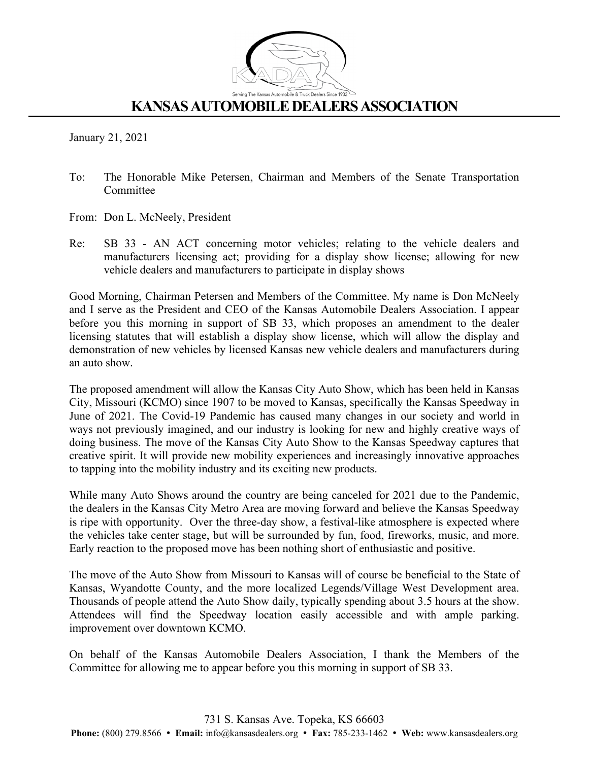# KANSAS AUTOMOBILE DEALERS ASSOCIATION

Serving The Kansas Automobile & Truck Dealers Since 1932

January 21, 2021

To: The Honorable Mike Petersen, Chairman and Members of the Senate Transportation Committee

From: Don L. McNeely, President

Re: SB 33 - AN ACT concerning motor vehicles; relating to the vehicle dealers and manufacturers licensing act; providing for a display show license; allowing for new vehicle dealers and manufacturers to participate in display shows

Good Morning, Chairman Petersen and Members of the Committee. My name is Don McNeely and I serve as the President and CEO of the Kansas Automobile Dealers Association. I appear before you this morning in support of SB 33, which proposes an amendment to the dealer licensing statutes that will establish a display show license, which will allow the display and demonstration of new vehicles by licensed Kansas new vehicle dealers and manufacturers during an auto show.

The proposed amendment will allow the Kansas City Auto Show, which has been held in Kansas City, Missouri (KCMO) since 1907 to be moved to Kansas, specifically the Kansas Speedway in June of 2021. The Covid-19 Pandemic has caused many changes in our society and world in ways not previously imagined, and our industry is looking for new and highly creative ways of doing business. The move of the Kansas City Auto Show to the Kansas Speedway captures that creative spirit. It will provide new mobility experiences and increasingly innovative approaches to tapping into the mobility industry and its exciting new products.

While many Auto Shows around the country are being canceled for 2021 due to the Pandemic, the dealers in the Kansas City Metro Area are moving forward and believe the Kansas Speedway is ripe with opportunity. Over the three-day show, a festival-like atmosphere is expected where the vehicles take center stage, but will be surrounded by fun, food, fireworks, music, and more. Early reaction to the proposed move has been nothing short of enthusiastic and positive.

The move of the Auto Show from Missouri to Kansas will of course be beneficial to the State of Kansas, Wyandotte County, and the more localized Legends/Village West Development area. Thousands of people attend the Auto Show daily, typically spending about 3.5 hours at the show. Attendees will find the Speedway location easily accessible and with ample parking. improvement over downtown KCMO.

On behalf of the Kansas Automobile Dealers Association, I thank the Members of the Committee for allowing me to appear before you this morning in support of SB 33.

731 S. Kansas Ave. Topeka, KS 66603

**Phone:** (800) 279.8566 • **Email:** info@kansasdealers.org • **Fax:** 785-233-1462 • **Web:** www.kansasdealers.org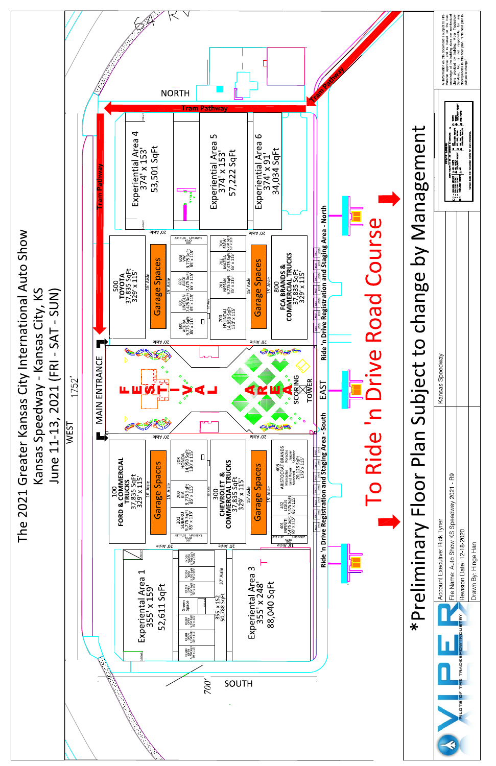# The 2021 Greater Kansas City International Auto Show

Kansas Speedway - Kansas City, KS
June 11-13, 2021 (FRI - SAT - SUN)

WEST

1752'

MAIN ENTRANCE

NORTH

Tram Pathway

Tram Pathway

Tram Pathway

Experiential Area 4
374' x 153'
53,501 SqFt

Experiential Area 5
374' x 153'
57,222 SqFt

Experiential Area 6
374' x 91'
34,034 SqFt

500
TOYOTA
37,835 SqFt
329' x 115'

Garage Spaces

600 ACURA 9,775 SqFt 85' x 115'

601 LINCOLN 7,475 SqFt 65' x 115'

602 AUDI 7,475 SqFt 65' x 115'

603 VW 9,775 SqFt 85' x 115'

700 HYUNDAI 14,950 SqFt 130' x 115'

701 NISSAN 9,775 SqFt 85' x 115'

702 MAZDA 7,475 SqFt 65' x 115'

704 BMW 5,750 SqFt 50' x 115'

800
FCA BRANDS & COMMERCIAL TRUCKS
37,835 SqFt
329' x 115'

Garage Spaces

FESTIVAL AREA

SCORING TOWER

EAST

100
FORD & COMMERCIAL TRUCKS
37,835 SqFt
329' x 115'

Garage Spaces

201 SUBARU 9,775 SqFt 85' x 115'

202 KIA 9,775 SqFt 85' x 115'

203 HONDA 14,950 SqFt 130' x 115'

300
CHEVROLET & COMMERCIAL TRUCKS
37,835 SqFt
329' x 115'

Garage Spaces

401 INFINITI 7,475 SqFt 65' x 115'

402 LEXUS 7,475 SqFt 65' x 115'

403 ARISTOCRAT BRANDS
Mercedes
Porsche
Land Rover
Jaguar
Maserati
Sprinter
20,125 SqFt
175' x 115'

Experiential Area 1
355' x 159'
52,611 SqFt

Green Space

355' x 152
50,788 SqFt

Experiential Area 3
355' x 248'
88,040 SqFt

700'

SOUTH

20' Aisle

16' Aisle

15' Aisle

37' Aisle

Ride 'n Drive Registration and Staging Area - North

Ride 'n Drive Registration and Staging Area - South

To Ride 'n Drive Road Course

*Preliminary Floor Plan Subject to change by Management

Account Executive: Rick Tyner

File Name: Auto Show KS Speedway 2021 - R9

Revision Date: 12-18-2020

Drawn By: Hinge Han

Kansas Speedway

VIPER
PILOTS OF THE TRADESHOW INDUSTRY

All information on this document is subject to Fire Marshal approval and is based on the best knowledge of the building plans and architectural plans provided by building. Viper Tradeshow Services, Inc. is not responsible for any discrepancies in this floor plan. *This floor plan is subject to change.*